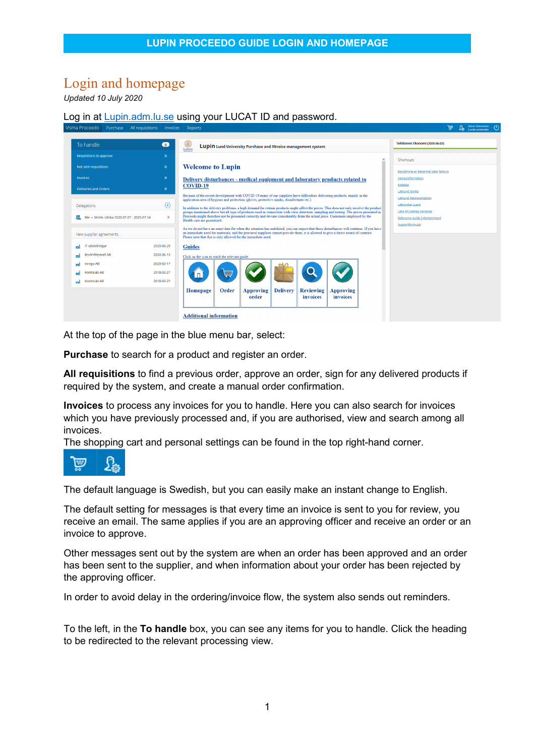# Login and homepage

*Updated 10 July 2020*

Log in at Lupin.adm.lu.se using your LUCAT ID and password.

At the top of the page in the blue menu bar, select:

**Purchase** to search for a product and register an order.

**All requisitions** to find a previous order, approve an order, sign for any delivered products if required by the system, and create a manual order confirmation.

**Invoices** to process any invoices for you to handle. Here you can also search for invoices which you have previously processed and, if you are authorised, view and search among all invoices.
The shopping cart and personal settings can be found in the top right-hand corner.

The default language is Swedish, but you can easily make an instant change to English.

The default setting for messages is that every time an invoice is sent to you for review, you receive an email. The same applies if you are an approving officer and receive an order or an invoice to approve.

Other messages sent out by the system are when an order has been approved and an order has been sent to the supplier, and when information about your order has been rejected by the approving officer.

In order to avoid delay in the ordering/invoice flow, the system also sends out reminders.

To the left, in the **To handle** box, you can see any items for you to handle. Click the heading to be redirected to the relevant processing view.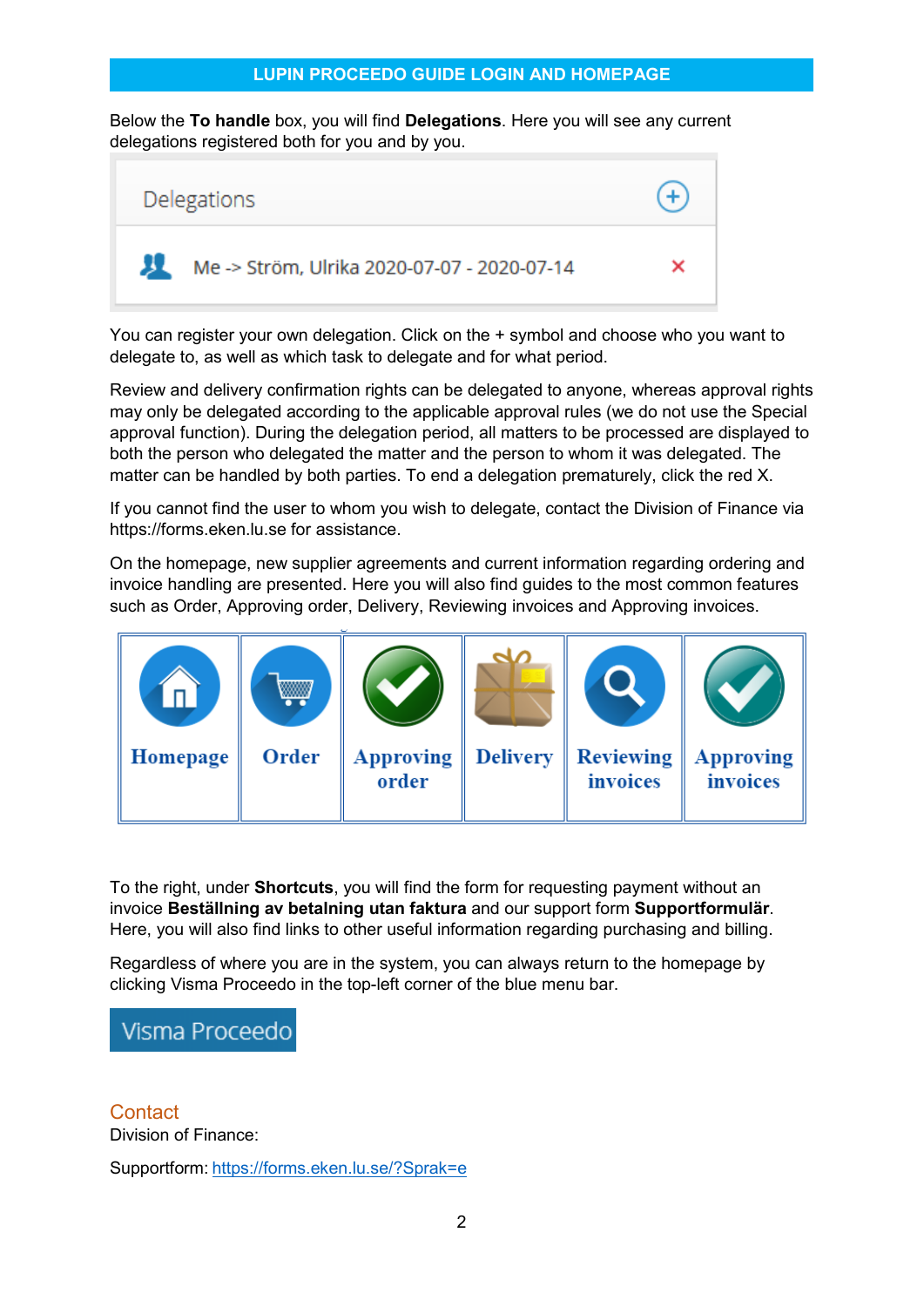Below the **To handle** box, you will find **Delegations**. Here you will see any current delegations registered both for you and by you.

Delegations

Me -> Ström, Ulrika 2020-07-07 - 2020-07-14

You can register your own delegation. Click on the + symbol and choose who you want to delegate to, as well as which task to delegate and for what period.

Review and delivery confirmation rights can be delegated to anyone, whereas approval rights may only be delegated according to the applicable approval rules (we do not use the Special approval function). During the delegation period, all matters to be processed are displayed to both the person who delegated the matter and the person to whom it was delegated. The matter can be handled by both parties. To end a delegation prematurely, click the red X.

If you cannot find the user to whom you wish to delegate, contact the Division of Finance via https://forms.eken.lu.se for assistance.

On the homepage, new supplier agreements and current information regarding ordering and invoice handling are presented. Here you will also find guides to the most common features such as Order, Approving order, Delivery, Reviewing invoices and Approving invoices.

| | | | | | |
|---|---|---|---|---|---|
| Homepage | Order | Approving order | Delivery | Reviewing invoices | Approving invoices |

To the right, under **Shortcuts**, you will find the form for requesting payment without an invoice **Beställning av betalning utan faktura** and our support form **Supportformulär**. Here, you will also find links to other useful information regarding purchasing and billing.

Regardless of where you are in the system, you can always return to the homepage by clicking Visma Proceedo in the top-left corner of the blue menu bar.

Visma Proceedo

## Contact

Division of Finance:

Supportform: https://forms.eken.lu.se/?Sprak=e